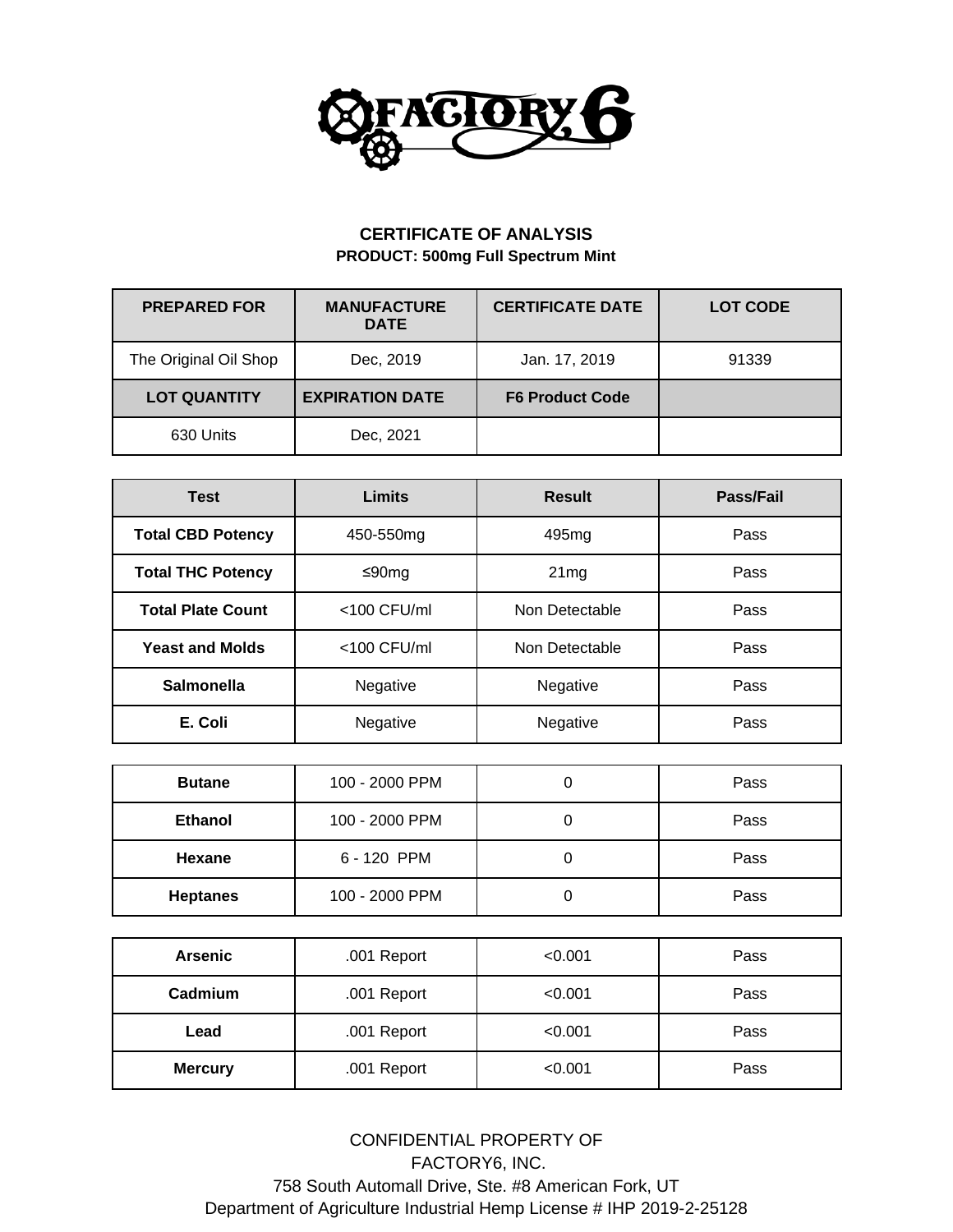# CERTIFICATE OF ANALYSIS

**PRODUCT: 500mg Full Spectrum Mint**

| PREPARED FOR | MANUFACTURE DATE | CERTIFICATE DATE | LOT CODE |
|---|---|---|---|
| The Original Oil Shop | Dec, 2019 | Jan. 17, 2019 | 91339 |
| **LOT QUANTITY** | **EXPIRATION DATE** | **F6 Product Code** | |
| 630 Units | Dec, 2021 | | |

| Test | Limits | Result | Pass/Fail |
|---|---|---|---|
| **Total CBD Potency** | 450-550mg | 495mg | Pass |
| **Total THC Potency** | ≤90mg | 21mg | Pass |
| **Total Plate Count** | <100 CFU/ml | Non Detectable | Pass |
| **Yeast and Molds** | <100 CFU/ml | Non Detectable | Pass |
| **Salmonella** | Negative | Negative | Pass |
| **E. Coli** | Negative | Negative | Pass |

| | | | |
|---|---|---|---|
| **Butane** | 100 - 2000 PPM | 0 | Pass |
| **Ethanol** | 100 - 2000 PPM | 0 | Pass |
| **Hexane** | 6 - 120 PPM | 0 | Pass |
| **Heptanes** | 100 - 2000 PPM | 0 | Pass |

| | | | |
|---|---|---|---|
| **Arsenic** | .001 Report | <0.001 | Pass |
| **Cadmium** | .001 Report | <0.001 | Pass |
| **Lead** | .001 Report | <0.001 | Pass |
| **Mercury** | .001 Report | <0.001 | Pass |

CONFIDENTIAL PROPERTY OF
FACTORY6, INC.
758 South Automall Drive, Ste. #8 American Fork, UT
Department of Agriculture Industrial Hemp License # IHP 2019-2-25128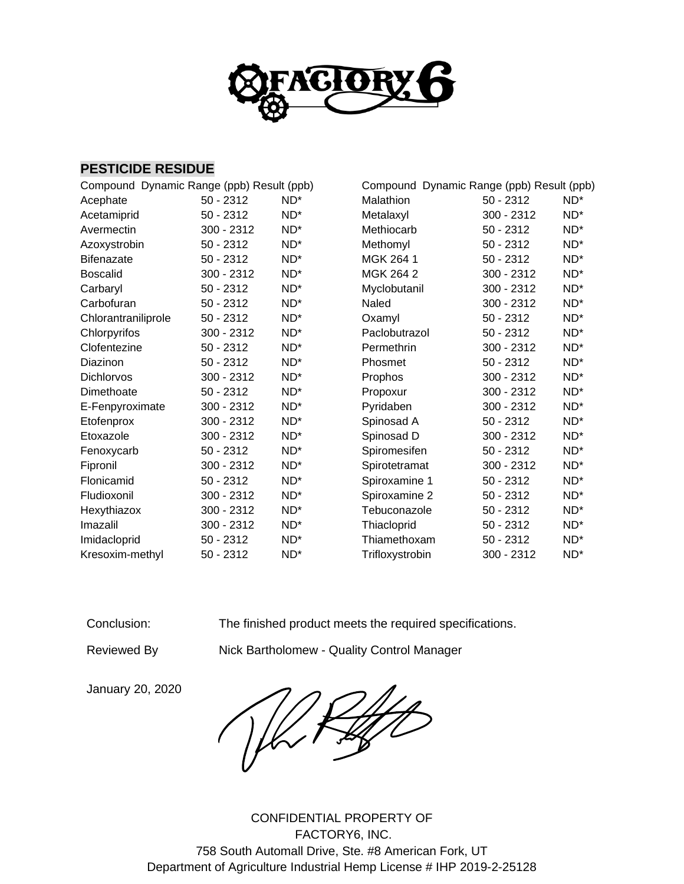## PESTICIDE RESIDUE

| Compound | Dynamic Range (ppb) | Result (ppb) |
|---|---|---|
| Acephate | 50 - 2312 | ND* |
| Acetamiprid | 50 - 2312 | ND* |
| Avermectin | 300 - 2312 | ND* |
| Azoxystrobin | 50 - 2312 | ND* |
| Bifenazate | 50 - 2312 | ND* |
| Boscalid | 300 - 2312 | ND* |
| Carbaryl | 50 - 2312 | ND* |
| Carbofuran | 50 - 2312 | ND* |
| Chlorantraniliprole | 50 - 2312 | ND* |
| Chlorpyrifos | 300 - 2312 | ND* |
| Clofentezine | 50 - 2312 | ND* |
| Diazinon | 50 - 2312 | ND* |
| Dichlorvos | 300 - 2312 | ND* |
| Dimethoate | 50 - 2312 | ND* |
| E-Fenpyroximate | 300 - 2312 | ND* |
| Etofenprox | 300 - 2312 | ND* |
| Etoxazole | 300 - 2312 | ND* |
| Fenoxycarb | 50 - 2312 | ND* |
| Fipronil | 300 - 2312 | ND* |
| Flonicamid | 50 - 2312 | ND* |
| Fludioxonil | 300 - 2312 | ND* |
| Hexythiazox | 300 - 2312 | ND* |
| Imazalil | 300 - 2312 | ND* |
| Imidacloprid | 50 - 2312 | ND* |
| Kresoxim-methyl | 50 - 2312 | ND* |
| Malathion | 50 - 2312 | ND* |
| Metalaxyl | 300 - 2312 | ND* |
| Methiocarb | 50 - 2312 | ND* |
| Methomyl | 50 - 2312 | ND* |
| MGK 264 1 | 50 - 2312 | ND* |
| MGK 264 2 | 300 - 2312 | ND* |
| Myclobutanil | 300 - 2312 | ND* |
| Naled | 300 - 2312 | ND* |
| Oxamyl | 50 - 2312 | ND* |
| Paclobutrazol | 50 - 2312 | ND* |
| Permethrin | 300 - 2312 | ND* |
| Phosmet | 50 - 2312 | ND* |
| Prophos | 300 - 2312 | ND* |
| Propoxur | 300 - 2312 | ND* |
| Pyridaben | 300 - 2312 | ND* |
| Spinosad A | 50 - 2312 | ND* |
| Spinosad D | 300 - 2312 | ND* |
| Spiromesifen | 50 - 2312 | ND* |
| Spirotetramat | 300 - 2312 | ND* |
| Spiroxamine 1 | 50 - 2312 | ND* |
| Spiroxamine 2 | 50 - 2312 | ND* |
| Tebuconazole | 50 - 2312 | ND* |
| Thiacloprid | 50 - 2312 | ND* |
| Thiamethoxam | 50 - 2312 | ND* |
| Trifloxystrobin | 300 - 2312 | ND* |

Conclusion: The finished product meets the required specifications.

Reviewed By Nick Bartholomew - Quality Control Manager

January 20, 2020

CONFIDENTIAL PROPERTY OF
FACTORY6, INC.
758 South Automall Drive, Ste. #8 American Fork, UT
Department of Agriculture Industrial Hemp License # IHP 2019-2-25128